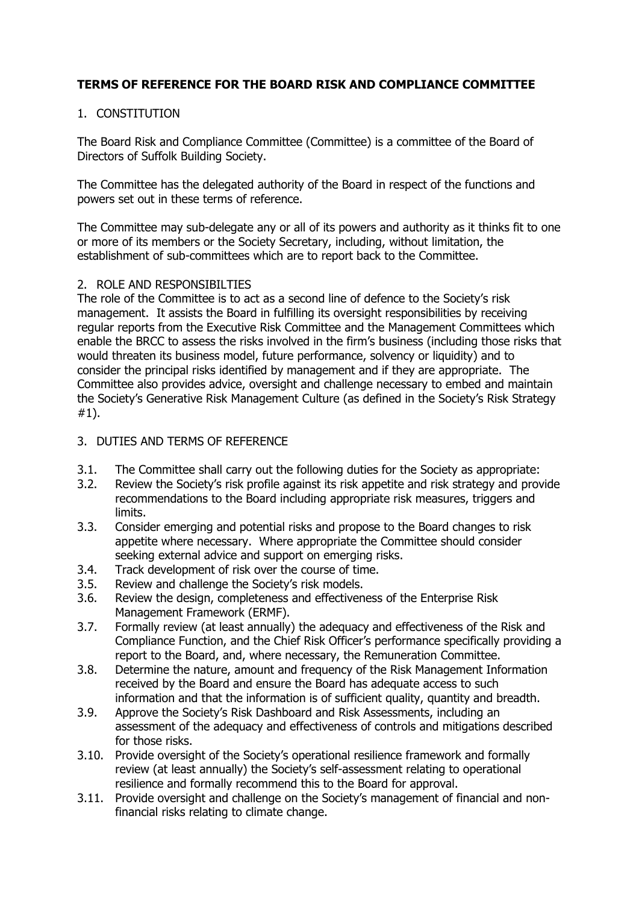**TERMS OF REFERENCE FOR THE BOARD RISK AND COMPLIANCE COMMITTEE**

1. CONSTITUTION

The Board Risk and Compliance Committee (Committee) is a committee of the Board of Directors of Suffolk Building Society.

The Committee has the delegated authority of the Board in respect of the functions and powers set out in these terms of reference.

The Committee may sub-delegate any or all of its powers and authority as it thinks fit to one or more of its members or the Society Secretary, including, without limitation, the establishment of sub-committees which are to report back to the Committee.

2. ROLE AND RESPONSIBILTIES

The role of the Committee is to act as a second line of defence to the Society's risk management. It assists the Board in fulfilling its oversight responsibilities by receiving regular reports from the Executive Risk Committee and the Management Committees which enable the BRCC to assess the risks involved in the firm's business (including those risks that would threaten its business model, future performance, solvency or liquidity) and to consider the principal risks identified by management and if they are appropriate. The Committee also provides advice, oversight and challenge necessary to embed and maintain the Society's Generative Risk Management Culture (as defined in the Society's Risk Strategy #1).

3. DUTIES AND TERMS OF REFERENCE

3.1. The Committee shall carry out the following duties for the Society as appropriate:

3.2. Review the Society's risk profile against its risk appetite and risk strategy and provide recommendations to the Board including appropriate risk measures, triggers and limits.

3.3. Consider emerging and potential risks and propose to the Board changes to risk appetite where necessary. Where appropriate the Committee should consider seeking external advice and support on emerging risks.

3.4. Track development of risk over the course of time.

3.5. Review and challenge the Society's risk models.

3.6. Review the design, completeness and effectiveness of the Enterprise Risk Management Framework (ERMF).

3.7. Formally review (at least annually) the adequacy and effectiveness of the Risk and Compliance Function, and the Chief Risk Officer's performance specifically providing a report to the Board, and, where necessary, the Remuneration Committee.

3.8. Determine the nature, amount and frequency of the Risk Management Information received by the Board and ensure the Board has adequate access to such information and that the information is of sufficient quality, quantity and breadth.

3.9. Approve the Society's Risk Dashboard and Risk Assessments, including an assessment of the adequacy and effectiveness of controls and mitigations described for those risks.

3.10. Provide oversight of the Society's operational resilience framework and formally review (at least annually) the Society's self-assessment relating to operational resilience and formally recommend this to the Board for approval.

3.11. Provide oversight and challenge on the Society's management of financial and non-financial risks relating to climate change.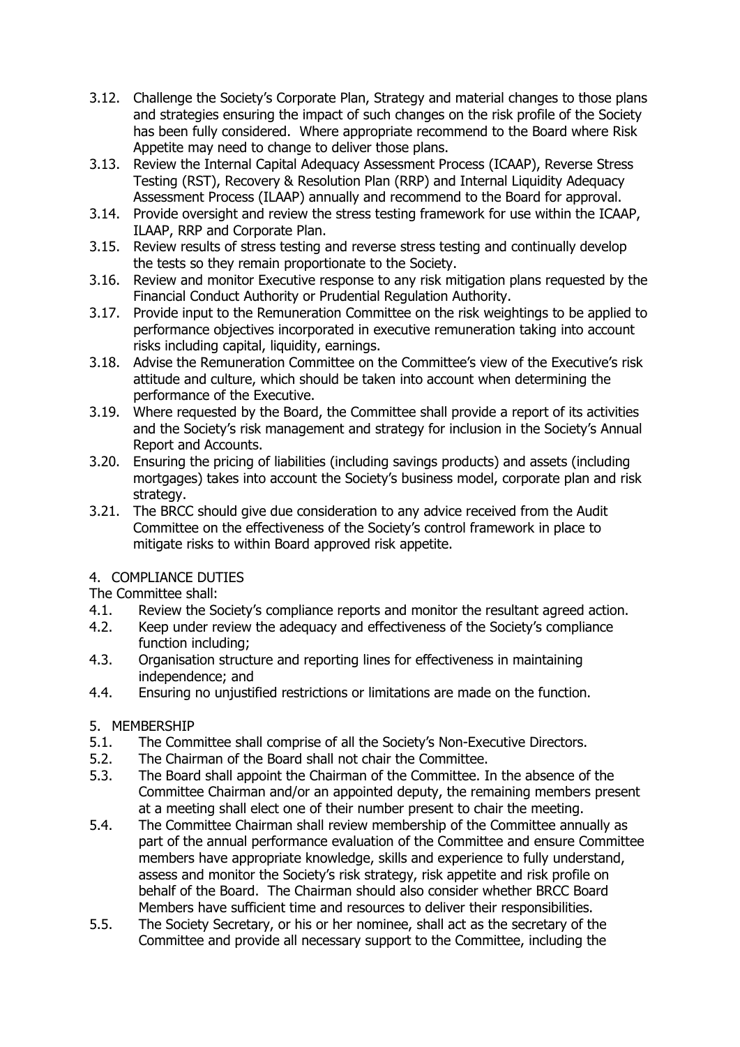3.12. Challenge the Society's Corporate Plan, Strategy and material changes to those plans and strategies ensuring the impact of such changes on the risk profile of the Society has been fully considered. Where appropriate recommend to the Board where Risk Appetite may need to change to deliver those plans.

3.13. Review the Internal Capital Adequacy Assessment Process (ICAAP), Reverse Stress Testing (RST), Recovery & Resolution Plan (RRP) and Internal Liquidity Adequacy Assessment Process (ILAAP) annually and recommend to the Board for approval.

3.14. Provide oversight and review the stress testing framework for use within the ICAAP, ILAAP, RRP and Corporate Plan.

3.15. Review results of stress testing and reverse stress testing and continually develop the tests so they remain proportionate to the Society.

3.16. Review and monitor Executive response to any risk mitigation plans requested by the Financial Conduct Authority or Prudential Regulation Authority.

3.17. Provide input to the Remuneration Committee on the risk weightings to be applied to performance objectives incorporated in executive remuneration taking into account risks including capital, liquidity, earnings.

3.18. Advise the Remuneration Committee on the Committee's view of the Executive's risk attitude and culture, which should be taken into account when determining the performance of the Executive.

3.19. Where requested by the Board, the Committee shall provide a report of its activities and the Society's risk management and strategy for inclusion in the Society's Annual Report and Accounts.

3.20. Ensuring the pricing of liabilities (including savings products) and assets (including mortgages) takes into account the Society's business model, corporate plan and risk strategy.

3.21. The BRCC should give due consideration to any advice received from the Audit Committee on the effectiveness of the Society's control framework in place to mitigate risks to within Board approved risk appetite.

## 4. COMPLIANCE DUTIES

The Committee shall:

4.1. Review the Society's compliance reports and monitor the resultant agreed action.

4.2. Keep under review the adequacy and effectiveness of the Society's compliance function including;

4.3. Organisation structure and reporting lines for effectiveness in maintaining independence; and

4.4. Ensuring no unjustified restrictions or limitations are made on the function.

## 5. MEMBERSHIP

5.1. The Committee shall comprise of all the Society's Non-Executive Directors.

5.2. The Chairman of the Board shall not chair the Committee.

5.3. The Board shall appoint the Chairman of the Committee. In the absence of the Committee Chairman and/or an appointed deputy, the remaining members present at a meeting shall elect one of their number present to chair the meeting.

5.4. The Committee Chairman shall review membership of the Committee annually as part of the annual performance evaluation of the Committee and ensure Committee members have appropriate knowledge, skills and experience to fully understand, assess and monitor the Society's risk strategy, risk appetite and risk profile on behalf of the Board. The Chairman should also consider whether BRCC Board Members have sufficient time and resources to deliver their responsibilities.

5.5. The Society Secretary, or his or her nominee, shall act as the secretary of the Committee and provide all necessary support to the Committee, including the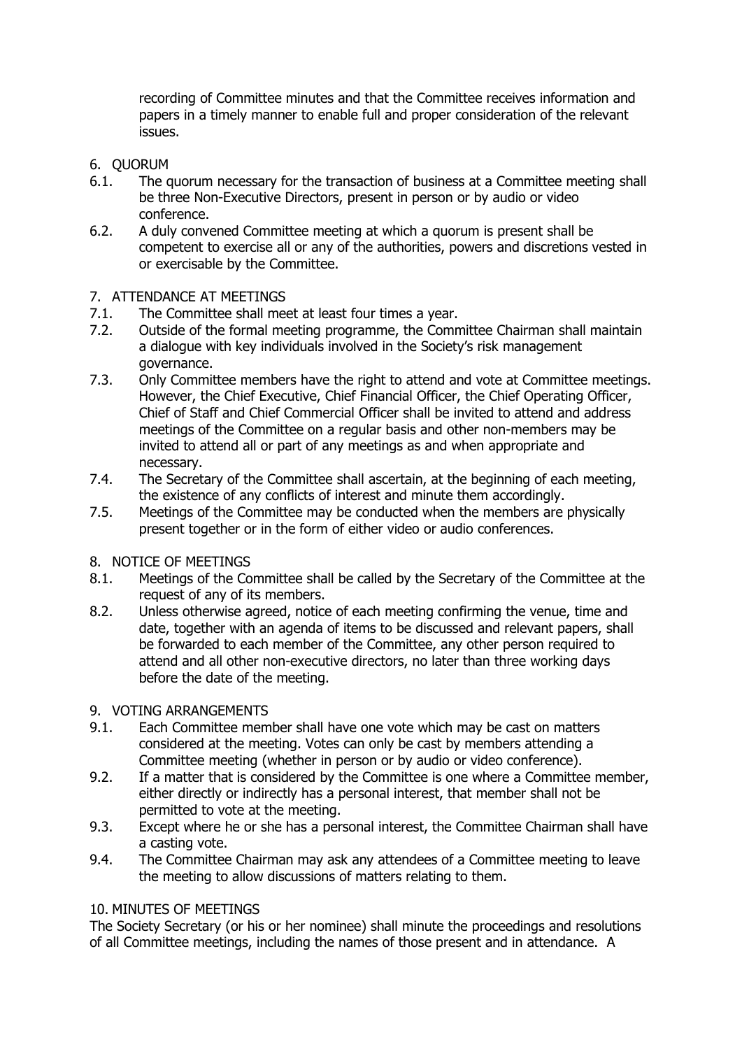recording of Committee minutes and that the Committee receives information and papers in a timely manner to enable full and proper consideration of the relevant issues.

6. QUORUM

6.1. The quorum necessary for the transaction of business at a Committee meeting shall be three Non-Executive Directors, present in person or by audio or video conference.

6.2. A duly convened Committee meeting at which a quorum is present shall be competent to exercise all or any of the authorities, powers and discretions vested in or exercisable by the Committee.

7. ATTENDANCE AT MEETINGS

7.1. The Committee shall meet at least four times a year.

7.2. Outside of the formal meeting programme, the Committee Chairman shall maintain a dialogue with key individuals involved in the Society's risk management governance.

7.3. Only Committee members have the right to attend and vote at Committee meetings. However, the Chief Executive, Chief Financial Officer, the Chief Operating Officer, Chief of Staff and Chief Commercial Officer shall be invited to attend and address meetings of the Committee on a regular basis and other non-members may be invited to attend all or part of any meetings as and when appropriate and necessary.

7.4. The Secretary of the Committee shall ascertain, at the beginning of each meeting, the existence of any conflicts of interest and minute them accordingly.

7.5. Meetings of the Committee may be conducted when the members are physically present together or in the form of either video or audio conferences.

8. NOTICE OF MEETINGS

8.1. Meetings of the Committee shall be called by the Secretary of the Committee at the request of any of its members.

8.2. Unless otherwise agreed, notice of each meeting confirming the venue, time and date, together with an agenda of items to be discussed and relevant papers, shall be forwarded to each member of the Committee, any other person required to attend and all other non-executive directors, no later than three working days before the date of the meeting.

9. VOTING ARRANGEMENTS

9.1. Each Committee member shall have one vote which may be cast on matters considered at the meeting. Votes can only be cast by members attending a Committee meeting (whether in person or by audio or video conference).

9.2. If a matter that is considered by the Committee is one where a Committee member, either directly or indirectly has a personal interest, that member shall not be permitted to vote at the meeting.

9.3. Except where he or she has a personal interest, the Committee Chairman shall have a casting vote.

9.4. The Committee Chairman may ask any attendees of a Committee meeting to leave the meeting to allow discussions of matters relating to them.

10. MINUTES OF MEETINGS

The Society Secretary (or his or her nominee) shall minute the proceedings and resolutions of all Committee meetings, including the names of those present and in attendance. A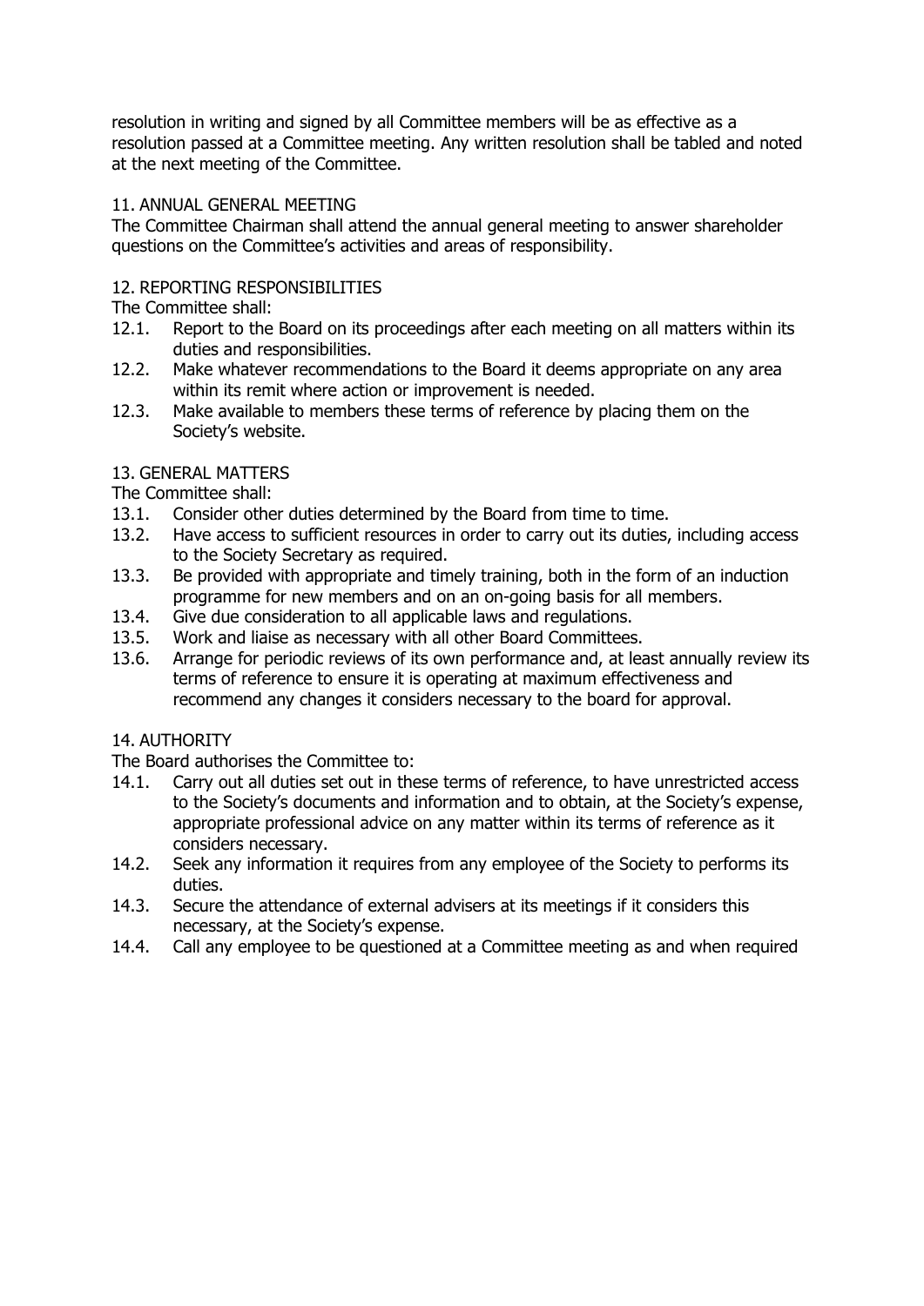resolution in writing and signed by all Committee members will be as effective as a resolution passed at a Committee meeting. Any written resolution shall be tabled and noted at the next meeting of the Committee.

## 11. ANNUAL GENERAL MEETING

The Committee Chairman shall attend the annual general meeting to answer shareholder questions on the Committee's activities and areas of responsibility.

## 12. REPORTING RESPONSIBILITIES

The Committee shall:

12.1. Report to the Board on its proceedings after each meeting on all matters within its duties and responsibilities.

12.2. Make whatever recommendations to the Board it deems appropriate on any area within its remit where action or improvement is needed.

12.3. Make available to members these terms of reference by placing them on the Society's website.

## 13. GENERAL MATTERS

The Committee shall:

13.1. Consider other duties determined by the Board from time to time.

13.2. Have access to sufficient resources in order to carry out its duties, including access to the Society Secretary as required.

13.3. Be provided with appropriate and timely training, both in the form of an induction programme for new members and on an on-going basis for all members.

13.4. Give due consideration to all applicable laws and regulations.

13.5. Work and liaise as necessary with all other Board Committees.

13.6. Arrange for periodic reviews of its own performance and, at least annually review its terms of reference to ensure it is operating at maximum effectiveness and recommend any changes it considers necessary to the board for approval.

## 14. AUTHORITY

The Board authorises the Committee to:

14.1. Carry out all duties set out in these terms of reference, to have unrestricted access to the Society's documents and information and to obtain, at the Society's expense, appropriate professional advice on any matter within its terms of reference as it considers necessary.

14.2. Seek any information it requires from any employee of the Society to performs its duties.

14.3. Secure the attendance of external advisers at its meetings if it considers this necessary, at the Society's expense.

14.4. Call any employee to be questioned at a Committee meeting as and when required